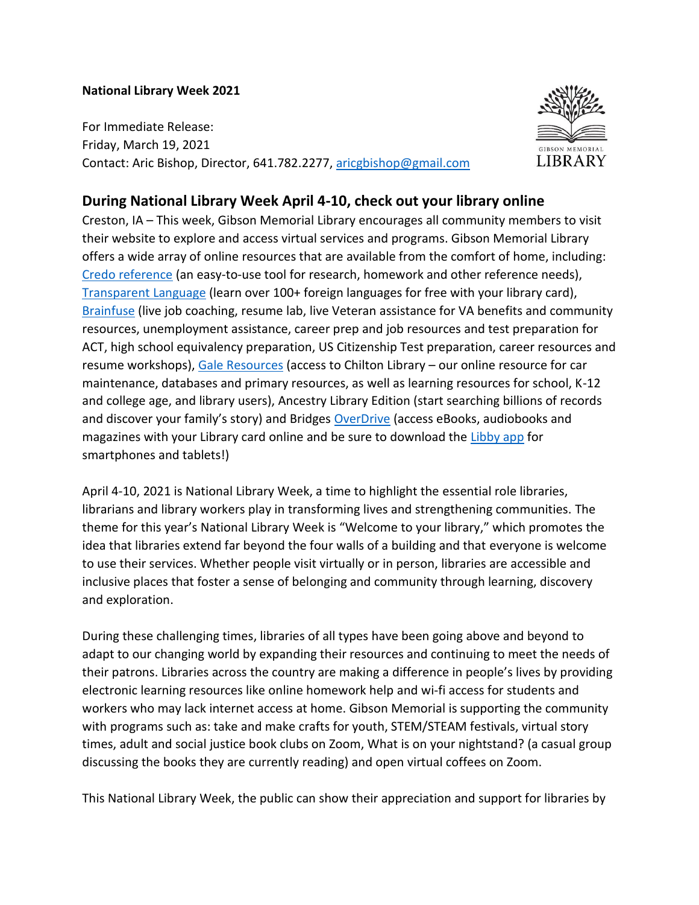**National Library Week 2021**

For Immediate Release:
Friday, March 19, 2021
Contact: Aric Bishop, Director, 641.782.2277, aricgbishop@gmail.com

## During National Library Week April 4-10, check out your library online

Creston, IA – This week, Gibson Memorial Library encourages all community members to visit their website to explore and access virtual services and programs. Gibson Memorial Library offers a wide array of online resources that are available from the comfort of home, including: Credo reference (an easy-to-use tool for research, homework and other reference needs), Transparent Language (learn over 100+ foreign languages for free with your library card), Brainfuse (live job coaching, resume lab, live Veteran assistance for VA benefits and community resources, unemployment assistance, career prep and job resources and test preparation for ACT, high school equivalency preparation, US Citizenship Test preparation, career resources and resume workshops), Gale Resources (access to Chilton Library – our online resource for car maintenance, databases and primary resources, as well as learning resources for school, K-12 and college age, and library users), Ancestry Library Edition (start searching billions of records and discover your family's story) and Bridges OverDrive (access eBooks, audiobooks and magazines with your Library card online and be sure to download the Libby app for smartphones and tablets!)

April 4-10, 2021 is National Library Week, a time to highlight the essential role libraries, librarians and library workers play in transforming lives and strengthening communities. The theme for this year's National Library Week is "Welcome to your library," which promotes the idea that libraries extend far beyond the four walls of a building and that everyone is welcome to use their services. Whether people visit virtually or in person, libraries are accessible and inclusive places that foster a sense of belonging and community through learning, discovery and exploration.

During these challenging times, libraries of all types have been going above and beyond to adapt to our changing world by expanding their resources and continuing to meet the needs of their patrons. Libraries across the country are making a difference in people's lives by providing electronic learning resources like online homework help and wi-fi access for students and workers who may lack internet access at home. Gibson Memorial is supporting the community with programs such as: take and make crafts for youth, STEM/STEAM festivals, virtual story times, adult and social justice book clubs on Zoom, What is on your nightstand? (a casual group discussing the books they are currently reading) and open virtual coffees on Zoom.

This National Library Week, the public can show their appreciation and support for libraries by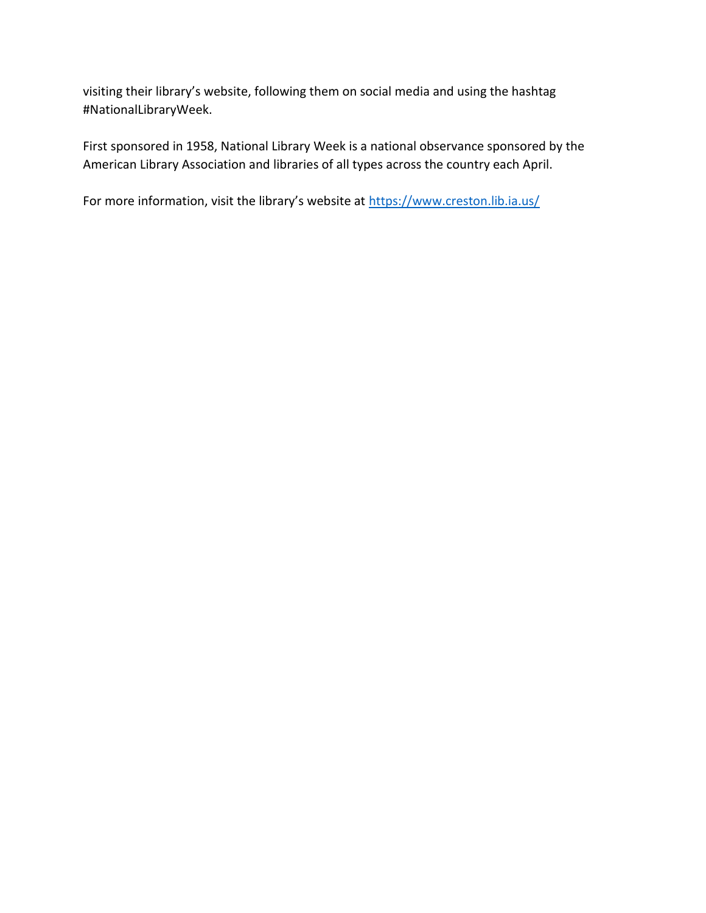visiting their library's website, following them on social media and using the hashtag #NationalLibraryWeek.

First sponsored in 1958, National Library Week is a national observance sponsored by the American Library Association and libraries of all types across the country each April.

For more information, visit the library's website at [https://www.creston.lib.ia.us/](https://www.creston.lib.ia.us/)